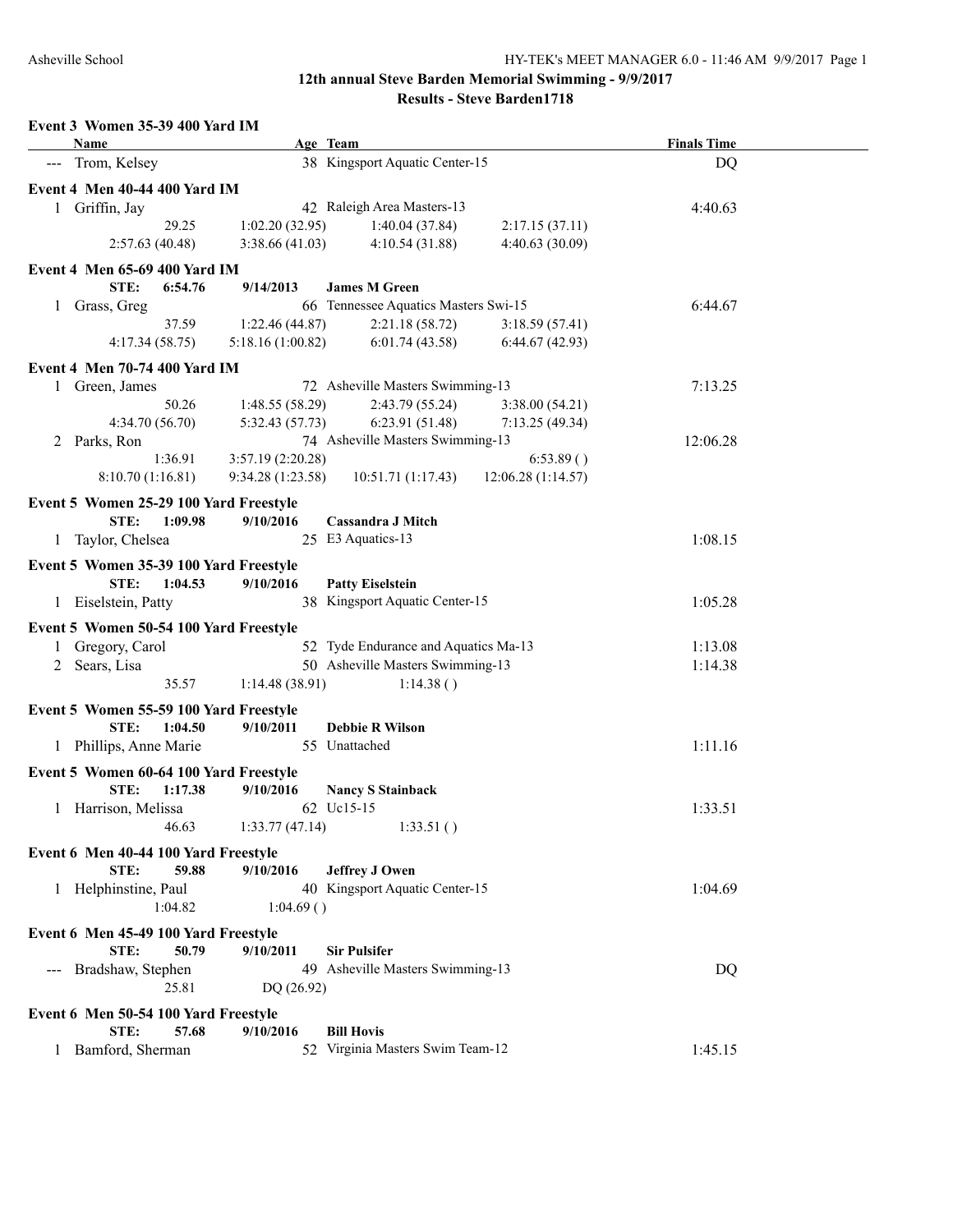# 12th annual Steve Barden Memorial Swimming - 9/9/2017

## Results - Steve Barden1718

### Event 3 Women 35-39 400 Yard IM

| | Name | Age | Team | Finals Time |
|---|---|---|---|---|
| --- | Trom, Kelsey | 38 | Kingsport Aquatic Center-15 | DQ |

### Event 4 Men 40-44 400 Yard IM

| | Name | Age | Team | Finals Time |
|---|---|---|---|---|
| 1 | Griffin, Jay | 42 | Raleigh Area Masters-13 | 4:40.63 |

29.25 | 1:02.20 (32.95) | 1:40.04 (37.84) | 2:17.15 (37.11)
2:57.63 (40.48) | 3:38.66 (41.03) | 4:10.54 (31.88) | 4:40.63 (30.09)

### Event 4 Men 65-69 400 Yard IM

**STE: 6:54.76 9/14/2013 James M Green**

| | Name | Age | Team | Finals Time |
|---|---|---|---|---|
| 1 | Grass, Greg | 66 | Tennessee Aquatics Masters Swi-15 | 6:44.67 |

37.59 | 1:22.46 (44.87) | 2:21.18 (58.72) | 3:18.59 (57.41)
4:17.34 (58.75) | 5:18.16 (1:00.82) | 6:01.74 (43.58) | 6:44.67 (42.93)

### Event 4 Men 70-74 400 Yard IM

| | Name | Age | Team | Finals Time |
|---|---|---|---|---|
| 1 | Green, James | 72 | Asheville Masters Swimming-13 | 7:13.25 |

50.26 | 1:48.55 (58.29) | 2:43.79 (55.24) | 3:38.00 (54.21)
4:34.70 (56.70) | 5:32.43 (57.73) | 6:23.91 (51.48) | 7:13.25 (49.34)

| | Name | Age | Team | Finals Time |
|---|---|---|---|---|
| 2 | Parks, Ron | 74 | Asheville Masters Swimming-13 | 12:06.28 |

1:36.91 | 3:57.19 (2:20.28) | | 6:53.89 ( )
8:10.70 (1:16.81) | 9:34.28 (1:23.58) | 10:51.71 (1:17.43) | 12:06.28 (1:14.57)

### Event 5 Women 25-29 100 Yard Freestyle

**STE: 1:09.98 9/10/2016 Cassandra J Mitch**

| | Name | Age | Team | Finals Time |
|---|---|---|---|---|
| 1 | Taylor, Chelsea | 25 | E3 Aquatics-13 | 1:08.15 |

### Event 5 Women 35-39 100 Yard Freestyle

**STE: 1:04.53 9/10/2016 Patty Eiselstein**

| | Name | Age | Team | Finals Time |
|---|---|---|---|---|
| 1 | Eiselstein, Patty | 38 | Kingsport Aquatic Center-15 | 1:05.28 |

### Event 5 Women 50-54 100 Yard Freestyle

| | Name | Age | Team | Finals Time |
|---|---|---|---|---|
| 1 | Gregory, Carol | 52 | Tyde Endurance and Aquatics Ma-13 | 1:13.08 |
| 2 | Sears, Lisa | 50 | Asheville Masters Swimming-13 | 1:14.38 |

35.57 | 1:14.48 (38.91) | 1:14.38 ( )

### Event 5 Women 55-59 100 Yard Freestyle

**STE: 1:04.50 9/10/2011 Debbie R Wilson**

| | Name | Age | Team | Finals Time |
|---|---|---|---|---|
| 1 | Phillips, Anne Marie | 55 | Unattached | 1:11.16 |

### Event 5 Women 60-64 100 Yard Freestyle

**STE: 1:17.38 9/10/2016 Nancy S Stainback**

| | Name | Age | Team | Finals Time |
|---|---|---|---|---|
| 1 | Harrison, Melissa | 62 | Uc15-15 | 1:33.51 |

46.63 | 1:33.77 (47.14) | 1:33.51 ( )

### Event 6 Men 40-44 100 Yard Freestyle

**STE: 59.88 9/10/2016 Jeffrey J Owen**

| | Name | Age | Team | Finals Time |
|---|---|---|---|---|
| 1 | Helphinstine, Paul | 40 | Kingsport Aquatic Center-15 | 1:04.69 |

1:04.82 | 1:04.69 ( )

### Event 6 Men 45-49 100 Yard Freestyle

**STE: 50.79 9/10/2011 Sir Pulsifer**

| | Name | Age | Team | Finals Time |
|---|---|---|---|---|
| --- | Bradshaw, Stephen | 49 | Asheville Masters Swimming-13 | DQ |

25.81 | DQ (26.92)

### Event 6 Men 50-54 100 Yard Freestyle

**STE: 57.68 9/10/2016 Bill Hovis**

| | Name | Age | Team | Finals Time |
|---|---|---|---|---|
| 1 | Bamford, Sherman | 52 | Virginia Masters Swim Team-12 | 1:45.15 |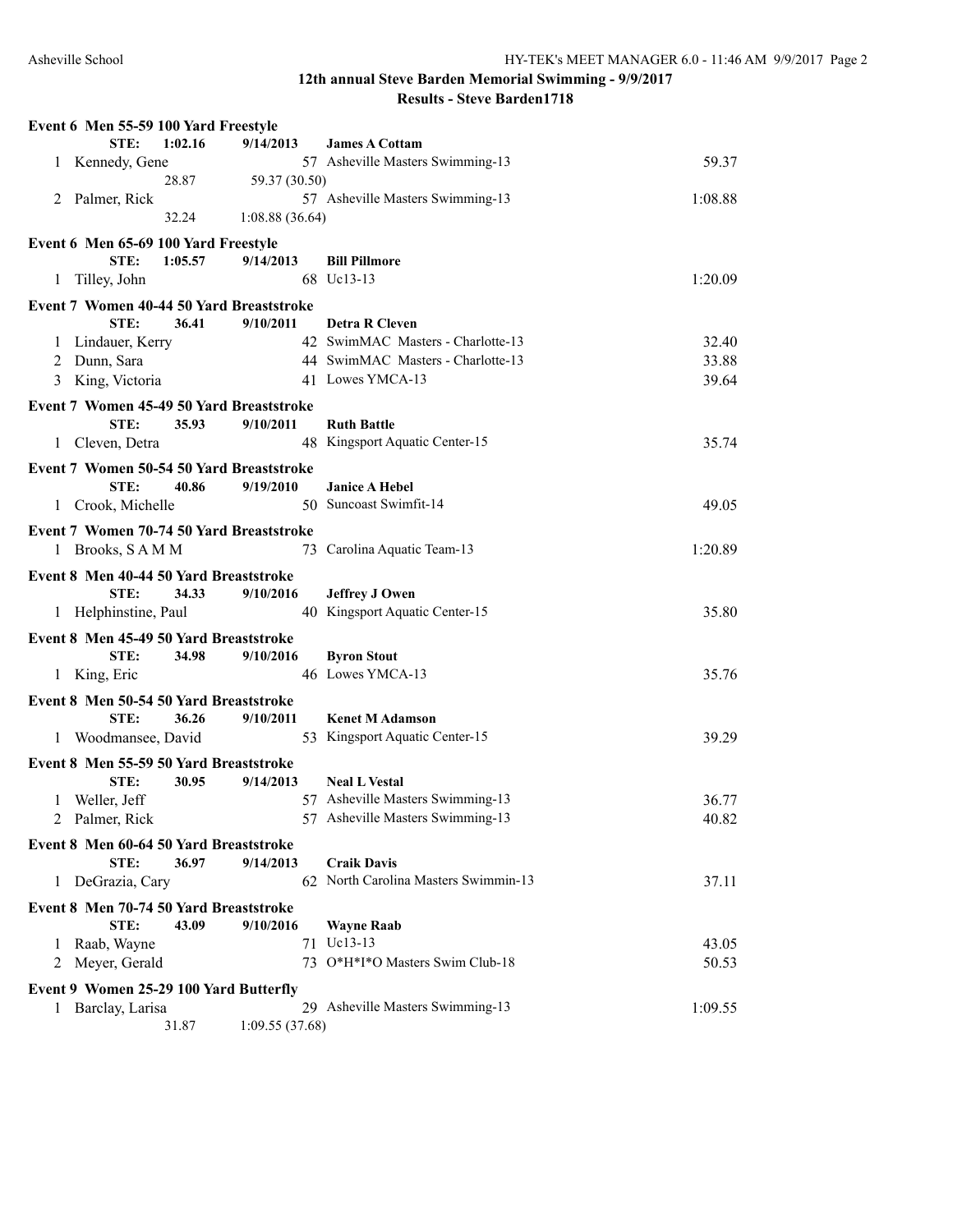## 12th annual Steve Barden Memorial Swimming - 9/9/2017

### Results - Steve Barden1718

**Event 6 Men 55-59 100 Yard Freestyle**

| | Name | Age | Team | Time |
|---|---|---|---|---|
| | STE: 1:02.16 | 9/14/2013 | James A Cottam | |
| 1 | Kennedy, Gene | 57 | Asheville Masters Swimming-13 | 59.37 |
| | 28.87 | 59.37 (30.50) | | |
| 2 | Palmer, Rick | 57 | Asheville Masters Swimming-13 | 1:08.88 |
| | 32.24 | 1:08.88 (36.64) | | |

**Event 6 Men 65-69 100 Yard Freestyle**

| | Name | Age | Team | Time |
|---|---|---|---|---|
| | STE: 1:05.57 | 9/14/2013 | Bill Pillmore | |
| 1 | Tilley, John | 68 | Uc13-13 | 1:20.09 |

**Event 7 Women 40-44 50 Yard Breaststroke**

| | Name | Age | Team | Time |
|---|---|---|---|---|
| | STE: 36.41 | 9/10/2011 | Detra R Cleven | |
| 1 | Lindauer, Kerry | 42 | SwimMAC Masters - Charlotte-13 | 32.40 |
| 2 | Dunn, Sara | 44 | SwimMAC Masters - Charlotte-13 | 33.88 |
| 3 | King, Victoria | 41 | Lowes YMCA-13 | 39.64 |

**Event 7 Women 45-49 50 Yard Breaststroke**

| | Name | Age | Team | Time |
|---|---|---|---|---|
| | STE: 35.93 | 9/10/2011 | Ruth Battle | |
| 1 | Cleven, Detra | 48 | Kingsport Aquatic Center-15 | 35.74 |

**Event 7 Women 50-54 50 Yard Breaststroke**

| | Name | Age | Team | Time |
|---|---|---|---|---|
| | STE: 40.86 | 9/19/2010 | Janice A Hebel | |
| 1 | Crook, Michelle | 50 | Suncoast Swimfit-14 | 49.05 |

**Event 7 Women 70-74 50 Yard Breaststroke**

| | Name | Age | Team | Time |
|---|---|---|---|---|
| 1 | Brooks, S A M M | 73 | Carolina Aquatic Team-13 | 1:20.89 |

**Event 8 Men 40-44 50 Yard Breaststroke**

| | Name | Age | Team | Time |
|---|---|---|---|---|
| | STE: 34.33 | 9/10/2016 | Jeffrey J Owen | |
| 1 | Helphinstine, Paul | 40 | Kingsport Aquatic Center-15 | 35.80 |

**Event 8 Men 45-49 50 Yard Breaststroke**

| | Name | Age | Team | Time |
|---|---|---|---|---|
| | STE: 34.98 | 9/10/2016 | Byron Stout | |
| 1 | King, Eric | 46 | Lowes YMCA-13 | 35.76 |

**Event 8 Men 50-54 50 Yard Breaststroke**

| | Name | Age | Team | Time |
|---|---|---|---|---|
| | STE: 36.26 | 9/10/2011 | Kenet M Adamson | |
| 1 | Woodmansee, David | 53 | Kingsport Aquatic Center-15 | 39.29 |

**Event 8 Men 55-59 50 Yard Breaststroke**

| | Name | Age | Team | Time |
|---|---|---|---|---|
| | STE: 30.95 | 9/14/2013 | Neal L Vestal | |
| 1 | Weller, Jeff | 57 | Asheville Masters Swimming-13 | 36.77 |
| 2 | Palmer, Rick | 57 | Asheville Masters Swimming-13 | 40.82 |

**Event 8 Men 60-64 50 Yard Breaststroke**

| | Name | Age | Team | Time |
|---|---|---|---|---|
| | STE: 36.97 | 9/14/2013 | Craik Davis | |
| 1 | DeGrazia, Cary | 62 | North Carolina Masters Swimmin-13 | 37.11 |

**Event 8 Men 70-74 50 Yard Breaststroke**

| | Name | Age | Team | Time |
|---|---|---|---|---|
| | STE: 43.09 | 9/10/2016 | Wayne Raab | |
| 1 | Raab, Wayne | 71 | Uc13-13 | 43.05 |
| 2 | Meyer, Gerald | 73 | O*H*I*O Masters Swim Club-18 | 50.53 |

**Event 9 Women 25-29 100 Yard Butterfly**

| | Name | Age | Team | Time |
|---|---|---|---|---|
| 1 | Barclay, Larisa | 29 | Asheville Masters Swimming-13 | 1:09.55 |
| | 31.87 | 1:09.55 (37.68) | | |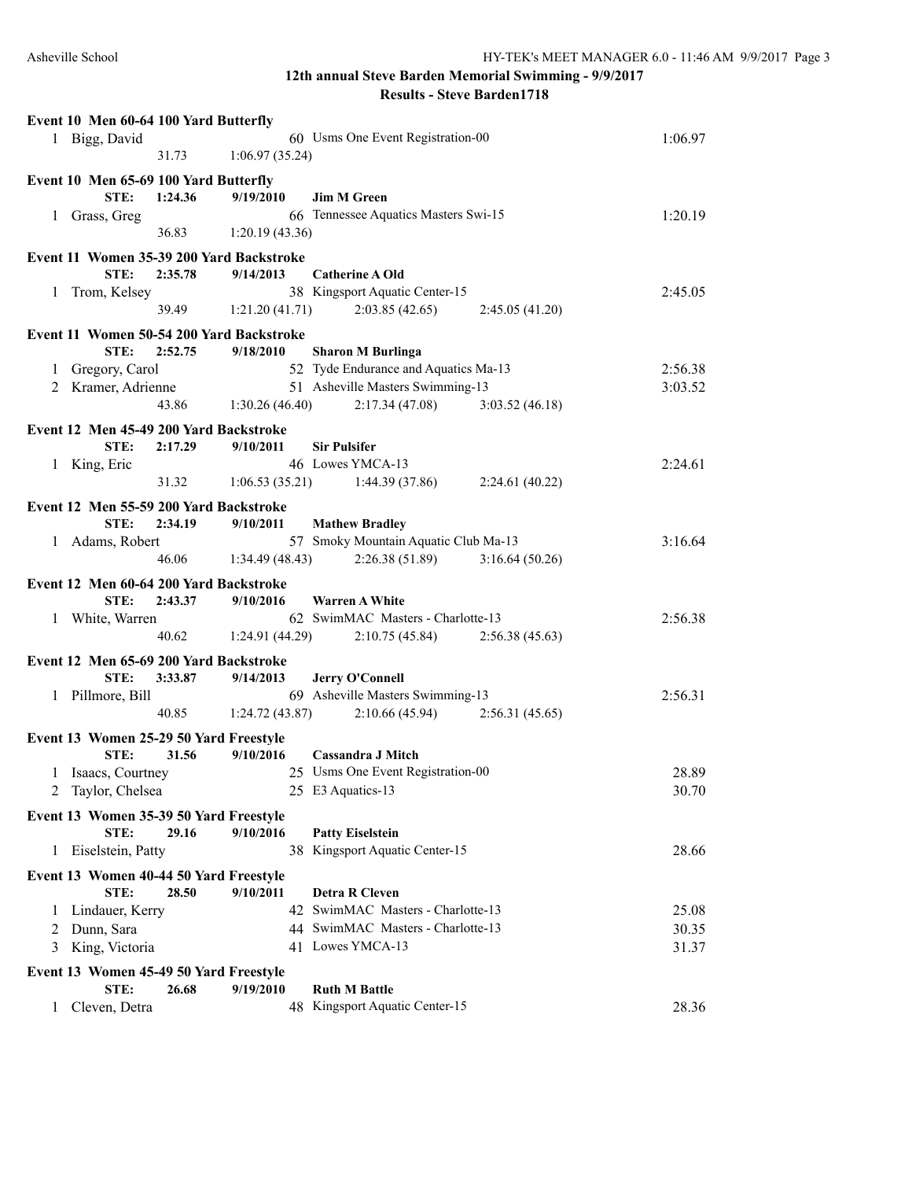## 12th annual Steve Barden Memorial Swimming - 9/9/2017

### Results - Steve Barden1718

**Event 10 Men 60-64 100 Yard Butterfly**

| | Name | Age | Team | Time |
|---|---|---|---|---|
| 1 | Bigg, David | 60 | Usms One Event Registration-00 | 1:06.97 |
| | 31.73 | 1:06.97 (35.24) | | |

**Event 10 Men 65-69 100 Yard Butterfly**

STE: 1:24.36 9/19/2010 **Jim M Green**

| | Name | Age | Team | Time |
|---|---|---|---|---|
| 1 | Grass, Greg | 66 | Tennessee Aquatics Masters Swi-15 | 1:20.19 |
| | 36.83 | 1:20.19 (43.36) | | |

**Event 11 Women 35-39 200 Yard Backstroke**

STE: 2:35.78 9/14/2013 **Catherine A Old**

| | Name | Age | Team | Time |
|---|---|---|---|---|
| 1 | Trom, Kelsey | 38 | Kingsport Aquatic Center-15 | 2:45.05 |
| | 39.49 | 1:21.20 (41.71) | 2:03.85 (42.65) | 2:45.05 (41.20) |

**Event 11 Women 50-54 200 Yard Backstroke**

STE: 2:52.75 9/18/2010 **Sharon M Burlinga**

| | Name | Age | Team | Time |
|---|---|---|---|---|
| 1 | Gregory, Carol | 52 | Tyde Endurance and Aquatics Ma-13 | 2:56.38 |
| 2 | Kramer, Adrienne | 51 | Asheville Masters Swimming-13 | 3:03.52 |
| | 43.86 | 1:30.26 (46.40) | 2:17.34 (47.08) | 3:03.52 (46.18) |

**Event 12 Men 45-49 200 Yard Backstroke**

STE: 2:17.29 9/10/2011 **Sir Pulsifer**

| | Name | Age | Team | Time |
|---|---|---|---|---|
| 1 | King, Eric | 46 | Lowes YMCA-13 | 2:24.61 |
| | 31.32 | 1:06.53 (35.21) | 1:44.39 (37.86) | 2:24.61 (40.22) |

**Event 12 Men 55-59 200 Yard Backstroke**

STE: 2:34.19 9/10/2011 **Mathew Bradley**

| | Name | Age | Team | Time |
|---|---|---|---|---|
| 1 | Adams, Robert | 57 | Smoky Mountain Aquatic Club Ma-13 | 3:16.64 |
| | 46.06 | 1:34.49 (48.43) | 2:26.38 (51.89) | 3:16.64 (50.26) |

**Event 12 Men 60-64 200 Yard Backstroke**

STE: 2:43.37 9/10/2016 **Warren A White**

| | Name | Age | Team | Time |
|---|---|---|---|---|
| 1 | White, Warren | 62 | SwimMAC Masters - Charlotte-13 | 2:56.38 |
| | 40.62 | 1:24.91 (44.29) | 2:10.75 (45.84) | 2:56.38 (45.63) |

**Event 12 Men 65-69 200 Yard Backstroke**

STE: 3:33.87 9/14/2013 **Jerry O'Connell**

| | Name | Age | Team | Time |
|---|---|---|---|---|
| 1 | Pillmore, Bill | 69 | Asheville Masters Swimming-13 | 2:56.31 |
| | 40.85 | 1:24.72 (43.87) | 2:10.66 (45.94) | 2:56.31 (45.65) |

**Event 13 Women 25-29 50 Yard Freestyle**

STE: 31.56 9/10/2016 **Cassandra J Mitch**

| | Name | Age | Team | Time |
|---|---|---|---|---|
| 1 | Isaacs, Courtney | 25 | Usms One Event Registration-00 | 28.89 |
| 2 | Taylor, Chelsea | 25 | E3 Aquatics-13 | 30.70 |

**Event 13 Women 35-39 50 Yard Freestyle**

STE: 29.16 9/10/2016 **Patty Eiselstein**

| | Name | Age | Team | Time |
|---|---|---|---|---|
| 1 | Eiselstein, Patty | 38 | Kingsport Aquatic Center-15 | 28.66 |

**Event 13 Women 40-44 50 Yard Freestyle**

STE: 28.50 9/10/2011 **Detra R Cleven**

| | Name | Age | Team | Time |
|---|---|---|---|---|
| 1 | Lindauer, Kerry | 42 | SwimMAC Masters - Charlotte-13 | 25.08 |
| 2 | Dunn, Sara | 44 | SwimMAC Masters - Charlotte-13 | 30.35 |
| 3 | King, Victoria | 41 | Lowes YMCA-13 | 31.37 |

**Event 13 Women 45-49 50 Yard Freestyle**

STE: 26.68 9/19/2010 **Ruth M Battle**

| | Name | Age | Team | Time |
|---|---|---|---|---|
| 1 | Cleven, Detra | 48 | Kingsport Aquatic Center-15 | 28.36 |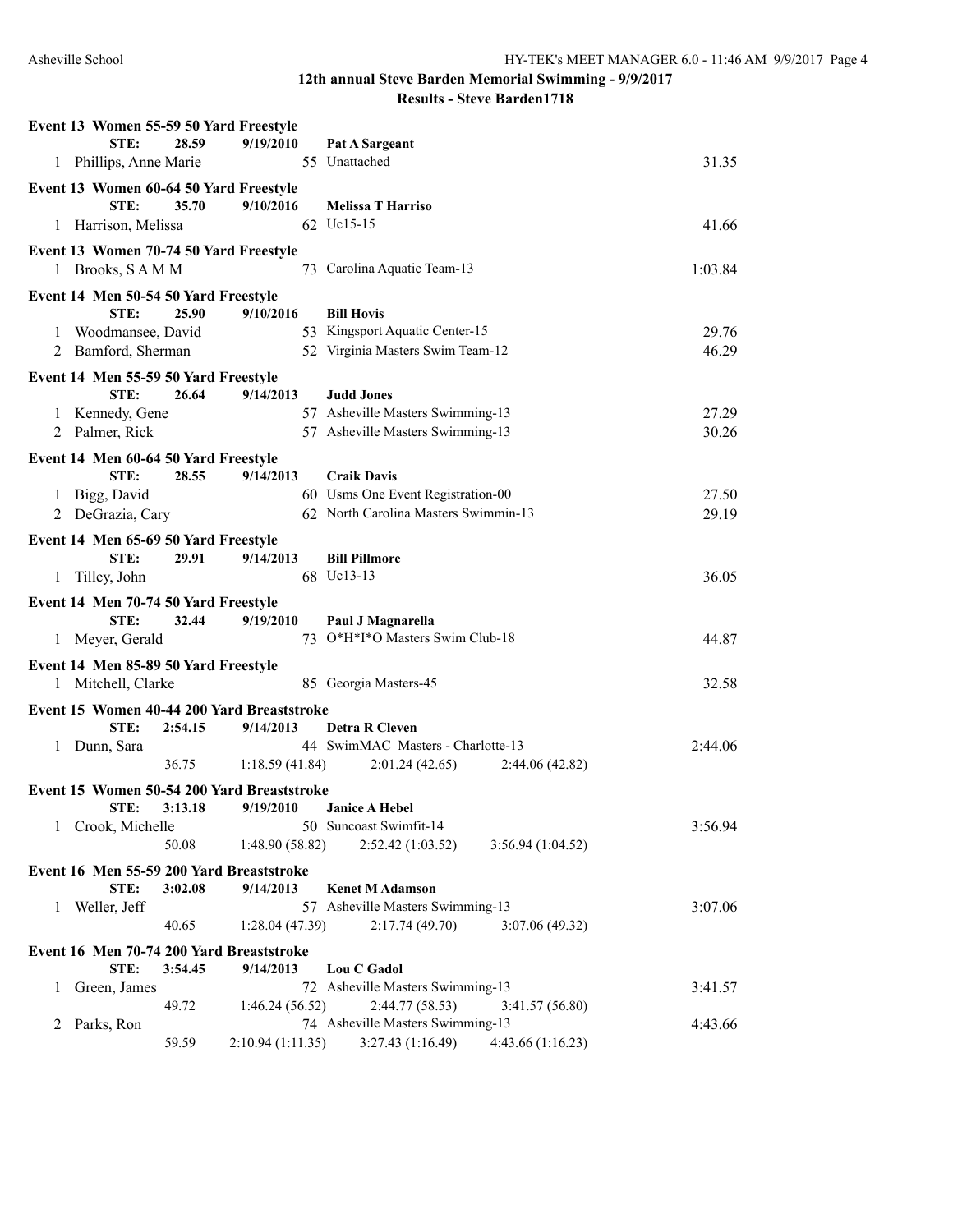## 12th annual Steve Barden Memorial Swimming - 9/9/2017

### Results - Steve Barden1718

**Event 13 Women 55-59 50 Yard Freestyle**

STE: 28.59 9/19/2010 **Pat A Sargeant**

| Place | Name | Age | Team | Finals Time |
|---|---|---|---|---|
| 1 | Phillips, Anne Marie | 55 | Unattached | 31.35 |

**Event 13 Women 60-64 50 Yard Freestyle**

STE: 35.70 9/10/2016 **Melissa T Harriso**

| Place | Name | Age | Team | Finals Time |
|---|---|---|---|---|
| 1 | Harrison, Melissa | 62 | Uc15-15 | 41.66 |

**Event 13 Women 70-74 50 Yard Freestyle**

| Place | Name | Age | Team | Finals Time |
|---|---|---|---|---|
| 1 | Brooks, S A M M | 73 | Carolina Aquatic Team-13 | 1:03.84 |

**Event 14 Men 50-54 50 Yard Freestyle**

STE: 25.90 9/10/2016 **Bill Hovis**

| Place | Name | Age | Team | Finals Time |
|---|---|---|---|---|
| 1 | Woodmansee, David | 53 | Kingsport Aquatic Center-15 | 29.76 |
| 2 | Bamford, Sherman | 52 | Virginia Masters Swim Team-12 | 46.29 |

**Event 14 Men 55-59 50 Yard Freestyle**

STE: 26.64 9/14/2013 **Judd Jones**

| Place | Name | Age | Team | Finals Time |
|---|---|---|---|---|
| 1 | Kennedy, Gene | 57 | Asheville Masters Swimming-13 | 27.29 |
| 2 | Palmer, Rick | 57 | Asheville Masters Swimming-13 | 30.26 |

**Event 14 Men 60-64 50 Yard Freestyle**

STE: 28.55 9/14/2013 **Craik Davis**

| Place | Name | Age | Team | Finals Time |
|---|---|---|---|---|
| 1 | Bigg, David | 60 | Usms One Event Registration-00 | 27.50 |
| 2 | DeGrazia, Cary | 62 | North Carolina Masters Swimmin-13 | 29.19 |

**Event 14 Men 65-69 50 Yard Freestyle**

STE: 29.91 9/14/2013 **Bill Pillmore**

| Place | Name | Age | Team | Finals Time |
|---|---|---|---|---|
| 1 | Tilley, John | 68 | Uc13-13 | 36.05 |

**Event 14 Men 70-74 50 Yard Freestyle**

STE: 32.44 9/19/2010 **Paul J Magnarella**

| Place | Name | Age | Team | Finals Time |
|---|---|---|---|---|
| 1 | Meyer, Gerald | 73 | O*H*I*O Masters Swim Club-18 | 44.87 |

**Event 14 Men 85-89 50 Yard Freestyle**

| Place | Name | Age | Team | Finals Time |
|---|---|---|---|---|
| 1 | Mitchell, Clarke | 85 | Georgia Masters-45 | 32.58 |

**Event 15 Women 40-44 200 Yard Breaststroke**

STE: 2:54.15 9/14/2013 **Detra R Cleven**

| Place | Name | Age | Team | Finals Time |
|---|---|---|---|---|
| 1 | Dunn, Sara | 44 | SwimMAC Masters - Charlotte-13 | 2:44.06 |
| | 36.75 | 1:18.59 (41.84) | 2:01.24 (42.65) | 2:44.06 (42.82) |

**Event 15 Women 50-54 200 Yard Breaststroke**

STE: 3:13.18 9/19/2010 **Janice A Hebel**

| Place | Name | Age | Team | Finals Time |
|---|---|---|---|---|
| 1 | Crook, Michelle | 50 | Suncoast Swimfit-14 | 3:56.94 |
| | 50.08 | 1:48.90 (58.82) | 2:52.42 (1:03.52) | 3:56.94 (1:04.52) |

**Event 16 Men 55-59 200 Yard Breaststroke**

STE: 3:02.08 9/14/2013 **Kenet M Adamson**

| Place | Name | Age | Team | Finals Time |
|---|---|---|---|---|
| 1 | Weller, Jeff | 57 | Asheville Masters Swimming-13 | 3:07.06 |
| | 40.65 | 1:28.04 (47.39) | 2:17.74 (49.70) | 3:07.06 (49.32) |

**Event 16 Men 70-74 200 Yard Breaststroke**

STE: 3:54.45 9/14/2013 **Lou C Gadol**

| Place | Name | Age | Team | Finals Time |
|---|---|---|---|---|
| 1 | Green, James | 72 | Asheville Masters Swimming-13 | 3:41.57 |
| | 49.72 | 1:46.24 (56.52) | 2:44.77 (58.53) | 3:41.57 (56.80) |
| 2 | Parks, Ron | 74 | Asheville Masters Swimming-13 | 4:43.66 |
| | 59.59 | 2:10.94 (1:11.35) | 3:27.43 (1:16.49) | 4:43.66 (1:16.23) |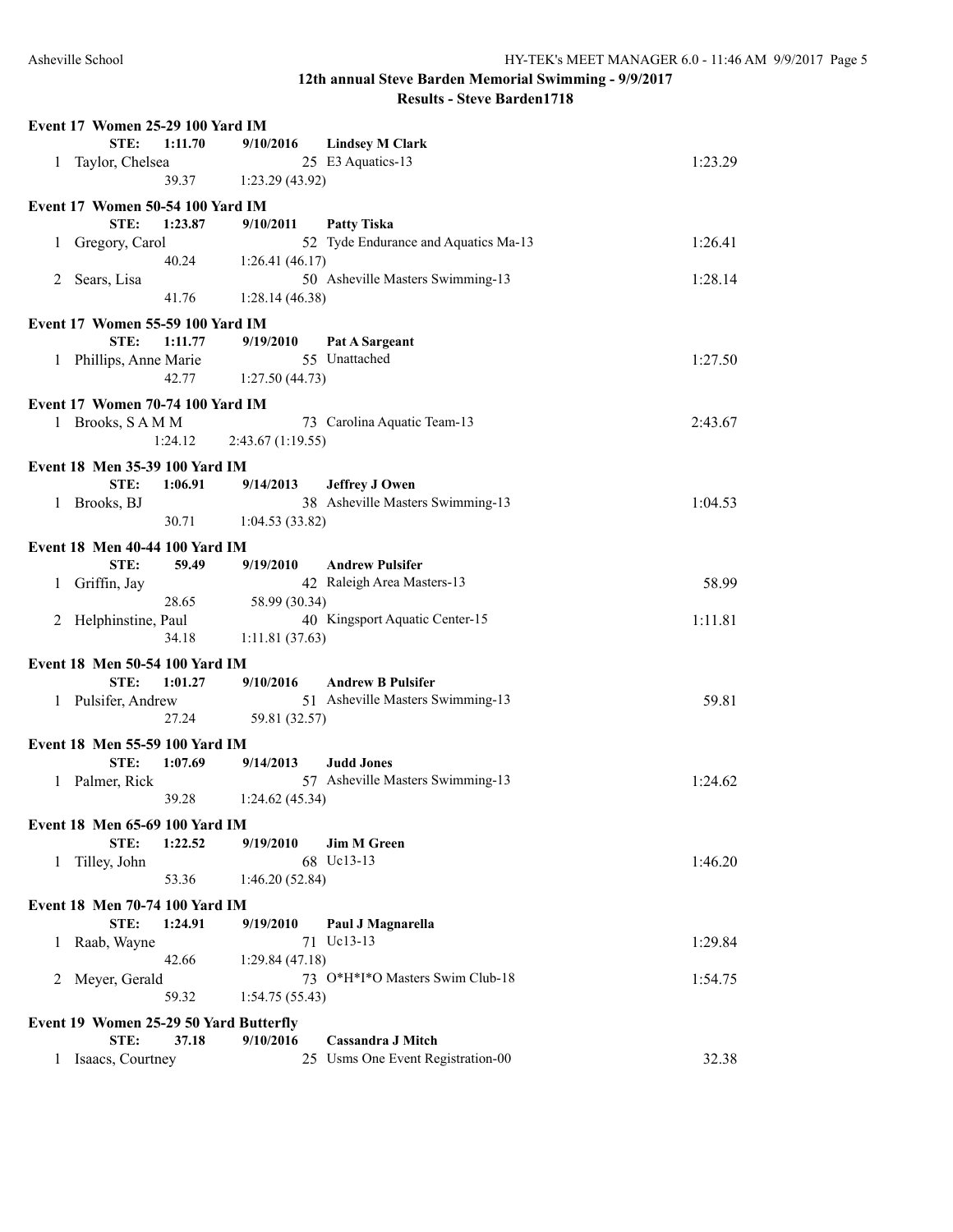## 12th annual Steve Barden Memorial Swimming - 9/9/2017

### Results - Steve Barden1718

**Event 17 Women 25-29 100 Yard IM**

STE: 1:11.70 9/10/2016 **Lindsey M Clark**

| Place | Name | Age | Team | Time |
|---|---|---|---|---|
| 1 | Taylor, Chelsea | 25 | E3 Aquatics-13 | 1:23.29 |
| | 39.37 | 1:23.29 (43.92) | | |

**Event 17 Women 50-54 100 Yard IM**

STE: 1:23.87 9/10/2011 **Patty Tiska**

| Place | Name | Age | Team | Time |
|---|---|---|---|---|
| 1 | Gregory, Carol | 52 | Tyde Endurance and Aquatics Ma-13 | 1:26.41 |
| | 40.24 | 1:26.41 (46.17) | | |
| 2 | Sears, Lisa | 50 | Asheville Masters Swimming-13 | 1:28.14 |
| | 41.76 | 1:28.14 (46.38) | | |

**Event 17 Women 55-59 100 Yard IM**

STE: 1:11.77 9/19/2010 **Pat A Sargeant**

| Place | Name | Age | Team | Time |
|---|---|---|---|---|
| 1 | Phillips, Anne Marie | 55 | Unattached | 1:27.50 |
| | 42.77 | 1:27.50 (44.73) | | |

**Event 17 Women 70-74 100 Yard IM**

| Place | Name | Age | Team | Time |
|---|---|---|---|---|
| 1 | Brooks, S A M M | 73 | Carolina Aquatic Team-13 | 2:43.67 |
| | 1:24.12 | 2:43.67 (1:19.55) | | |

**Event 18 Men 35-39 100 Yard IM**

STE: 1:06.91 9/14/2013 **Jeffrey J Owen**

| Place | Name | Age | Team | Time |
|---|---|---|---|---|
| 1 | Brooks, BJ | 38 | Asheville Masters Swimming-13 | 1:04.53 |
| | 30.71 | 1:04.53 (33.82) | | |

**Event 18 Men 40-44 100 Yard IM**

STE: 59.49 9/19/2010 **Andrew Pulsifer**

| Place | Name | Age | Team | Time |
|---|---|---|---|---|
| 1 | Griffin, Jay | 42 | Raleigh Area Masters-13 | 58.99 |
| | 28.65 | 58.99 (30.34) | | |
| 2 | Helphinstine, Paul | 40 | Kingsport Aquatic Center-15 | 1:11.81 |
| | 34.18 | 1:11.81 (37.63) | | |

**Event 18 Men 50-54 100 Yard IM**

STE: 1:01.27 9/10/2016 **Andrew B Pulsifer**

| Place | Name | Age | Team | Time |
|---|---|---|---|---|
| 1 | Pulsifer, Andrew | 51 | Asheville Masters Swimming-13 | 59.81 |
| | 27.24 | 59.81 (32.57) | | |

**Event 18 Men 55-59 100 Yard IM**

STE: 1:07.69 9/14/2013 **Judd Jones**

| Place | Name | Age | Team | Time |
|---|---|---|---|---|
| 1 | Palmer, Rick | 57 | Asheville Masters Swimming-13 | 1:24.62 |
| | 39.28 | 1:24.62 (45.34) | | |

**Event 18 Men 65-69 100 Yard IM**

STE: 1:22.52 9/19/2010 **Jim M Green**

| Place | Name | Age | Team | Time |
|---|---|---|---|---|
| 1 | Tilley, John | 68 | Uc13-13 | 1:46.20 |
| | 53.36 | 1:46.20 (52.84) | | |

**Event 18 Men 70-74 100 Yard IM**

STE: 1:24.91 9/19/2010 **Paul J Magnarella**

| Place | Name | Age | Team | Time |
|---|---|---|---|---|
| 1 | Raab, Wayne | 71 | Uc13-13 | 1:29.84 |
| | 42.66 | 1:29.84 (47.18) | | |
| 2 | Meyer, Gerald | 73 | O*H*I*O Masters Swim Club-18 | 1:54.75 |
| | 59.32 | 1:54.75 (55.43) | | |

**Event 19 Women 25-29 50 Yard Butterfly**

STE: 37.18 9/10/2016 **Cassandra J Mitch**

| Place | Name | Age | Team | Time |
|---|---|---|---|---|
| 1 | Isaacs, Courtney | 25 | Usms One Event Registration-00 | 32.38 |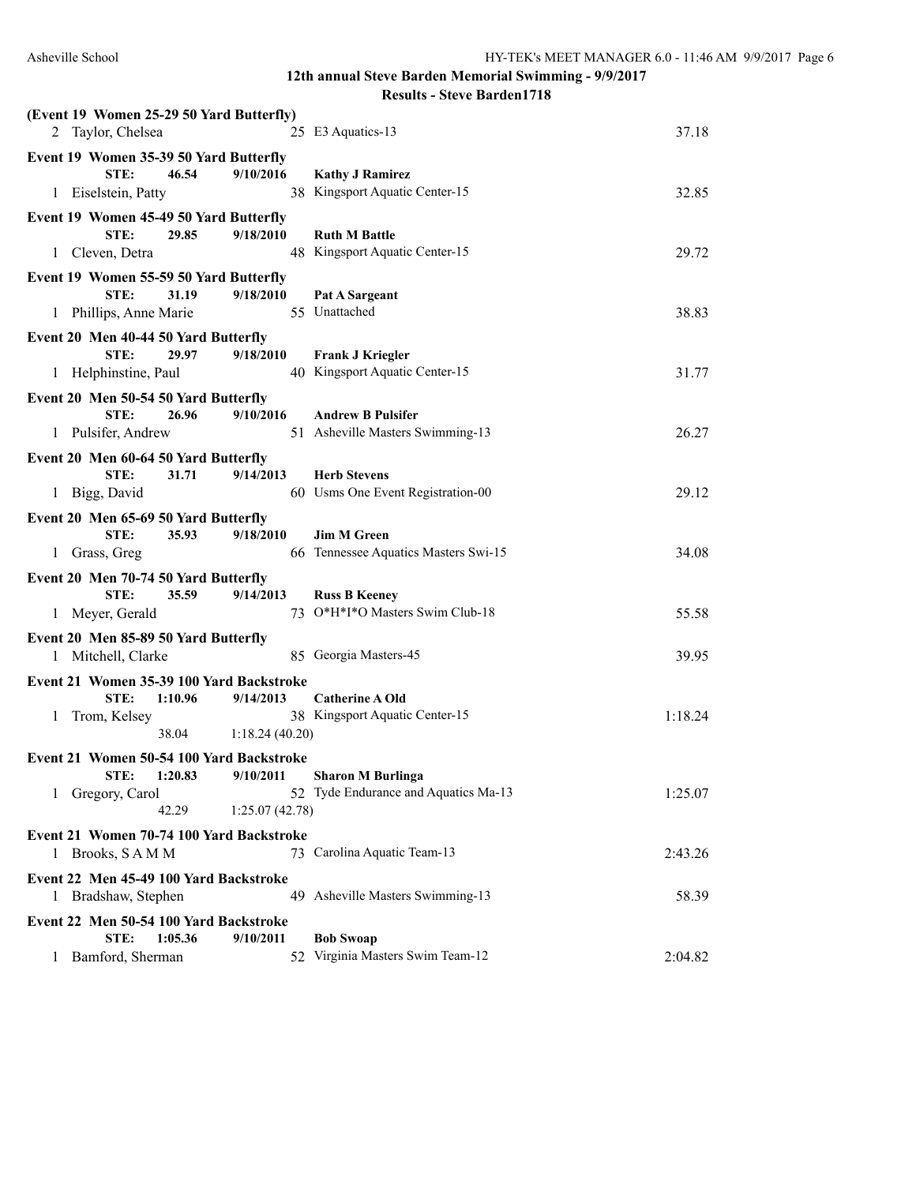## 12th annual Steve Barden Memorial Swimming - 9/9/2017

### Results - Steve Barden1718

**(Event 19 Women 25-29 50 Yard Butterfly)**

2 Taylor, Chelsea 25 E3 Aquatics-13 37.18

**Event 19 Women 35-39 50 Yard Butterfly**

STE: 46.54 9/10/2016 **Kathy J Ramirez**

1 Eiselstein, Patty 38 Kingsport Aquatic Center-15 32.85

**Event 19 Women 45-49 50 Yard Butterfly**

STE: 29.85 9/18/2010 **Ruth M Battle**

1 Cleven, Detra 48 Kingsport Aquatic Center-15 29.72

**Event 19 Women 55-59 50 Yard Butterfly**

STE: 31.19 9/18/2010 **Pat A Sargeant**

1 Phillips, Anne Marie 55 Unattached 38.83

**Event 20 Men 40-44 50 Yard Butterfly**

STE: 29.97 9/18/2010 **Frank J Kriegler**

1 Helphinstine, Paul 40 Kingsport Aquatic Center-15 31.77

**Event 20 Men 50-54 50 Yard Butterfly**

STE: 26.96 9/10/2016 **Andrew B Pulsifer**

1 Pulsifer, Andrew 51 Asheville Masters Swimming-13 26.27

**Event 20 Men 60-64 50 Yard Butterfly**

STE: 31.71 9/14/2013 **Herb Stevens**

1 Bigg, David 60 Usms One Event Registration-00 29.12

**Event 20 Men 65-69 50 Yard Butterfly**

STE: 35.93 9/18/2010 **Jim M Green**

1 Grass, Greg 66 Tennessee Aquatics Masters Swi-15 34.08

**Event 20 Men 70-74 50 Yard Butterfly**

STE: 35.59 9/14/2013 **Russ B Keeney**

1 Meyer, Gerald 73 O*H*I*O Masters Swim Club-18 55.58

**Event 20 Men 85-89 50 Yard Butterfly**

1 Mitchell, Clarke 85 Georgia Masters-45 39.95

**Event 21 Women 35-39 100 Yard Backstroke**

STE: 1:10.96 9/14/2013 **Catherine A Old**

1 Trom, Kelsey 38 Kingsport Aquatic Center-15 1:18.24

38.04 1:18.24 (40.20)

**Event 21 Women 50-54 100 Yard Backstroke**

STE: 1:20.83 9/10/2011 **Sharon M Burlinga**

1 Gregory, Carol 52 Tyde Endurance and Aquatics Ma-13 1:25.07

42.29 1:25.07 (42.78)

**Event 21 Women 70-74 100 Yard Backstroke**

1 Brooks, S A M M 73 Carolina Aquatic Team-13 2:43.26

**Event 22 Men 45-49 100 Yard Backstroke**

1 Bradshaw, Stephen 49 Asheville Masters Swimming-13 58.39

**Event 22 Men 50-54 100 Yard Backstroke**

STE: 1:05.36 9/10/2011 **Bob Swoap**

1 Bamford, Sherman 52 Virginia Masters Swim Team-12 2:04.82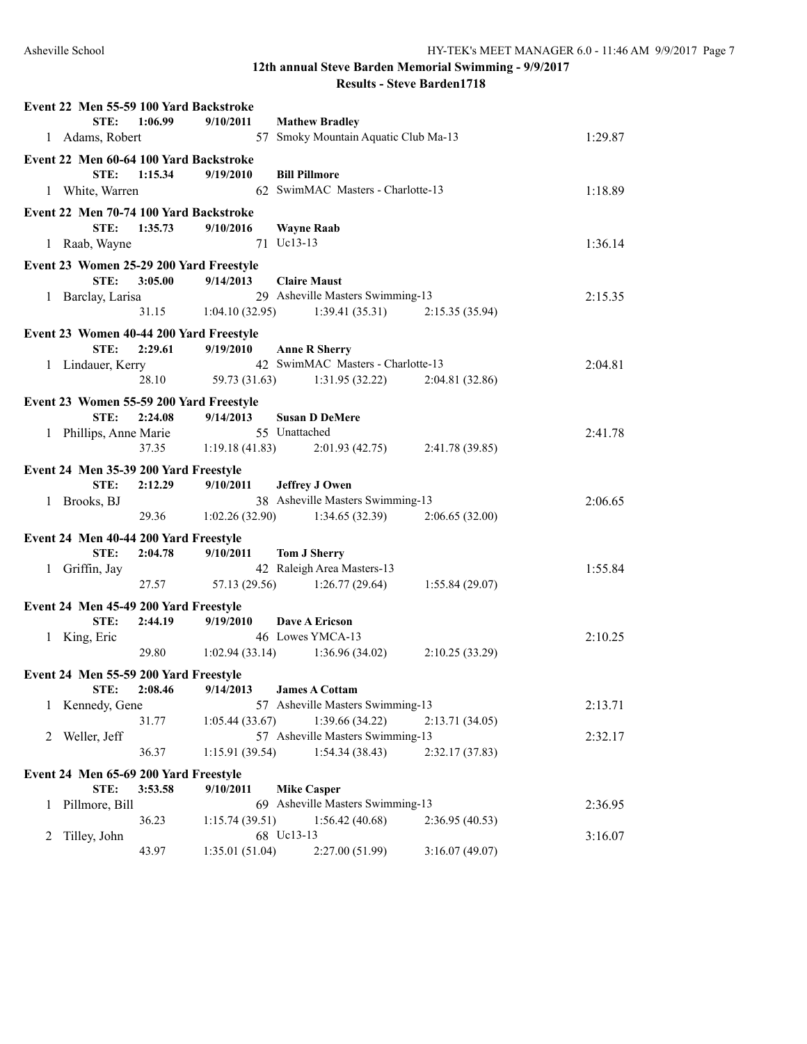## 12th annual Steve Barden Memorial Swimming - 9/9/2017

### Results - Steve Barden1718

**Event 22 Men 55-59 100 Yard Backstroke**

**STE: 1:06.99 9/10/2011 Mathew Bradley**

1 Adams, Robert 57 Smoky Mountain Aquatic Club Ma-13 1:29.87

**Event 22 Men 60-64 100 Yard Backstroke**

**STE: 1:15.34 9/19/2010 Bill Pillmore**

1 White, Warren 62 SwimMAC Masters - Charlotte-13 1:18.89

**Event 22 Men 70-74 100 Yard Backstroke**

**STE: 1:35.73 9/10/2016 Wayne Raab**

1 Raab, Wayne 71 Uc13-13 1:36.14

**Event 23 Women 25-29 200 Yard Freestyle**

**STE: 3:05.00 9/14/2013 Claire Maust**

1 Barclay, Larisa 29 Asheville Masters Swimming-13 2:15.35

31.15 1:04.10 (32.95) 1:39.41 (35.31) 2:15.35 (35.94)

**Event 23 Women 40-44 200 Yard Freestyle**

**STE: 2:29.61 9/19/2010 Anne R Sherry**

1 Lindauer, Kerry 42 SwimMAC Masters - Charlotte-13 2:04.81

28.10 59.73 (31.63) 1:31.95 (32.22) 2:04.81 (32.86)

**Event 23 Women 55-59 200 Yard Freestyle**

**STE: 2:24.08 9/14/2013 Susan D DeMere**

1 Phillips, Anne Marie 55 Unattached 2:41.78

37.35 1:19.18 (41.83) 2:01.93 (42.75) 2:41.78 (39.85)

**Event 24 Men 35-39 200 Yard Freestyle**

**STE: 2:12.29 9/10/2011 Jeffrey J Owen**

1 Brooks, BJ 38 Asheville Masters Swimming-13 2:06.65

29.36 1:02.26 (32.90) 1:34.65 (32.39) 2:06.65 (32.00)

**Event 24 Men 40-44 200 Yard Freestyle**

**STE: 2:04.78 9/10/2011 Tom J Sherry**

1 Griffin, Jay 42 Raleigh Area Masters-13 1:55.84

27.57 57.13 (29.56) 1:26.77 (29.64) 1:55.84 (29.07)

**Event 24 Men 45-49 200 Yard Freestyle**

**STE: 2:44.19 9/19/2010 Dave A Ericson**

1 King, Eric 46 Lowes YMCA-13 2:10.25

29.80 1:02.94 (33.14) 1:36.96 (34.02) 2:10.25 (33.29)

**Event 24 Men 55-59 200 Yard Freestyle**

**STE: 2:08.46 9/14/2013 James A Cottam**

1 Kennedy, Gene 57 Asheville Masters Swimming-13 2:13.71

31.77 1:05.44 (33.67) 1:39.66 (34.22) 2:13.71 (34.05)

2 Weller, Jeff 57 Asheville Masters Swimming-13 2:32.17

36.37 1:15.91 (39.54) 1:54.34 (38.43) 2:32.17 (37.83)

**Event 24 Men 65-69 200 Yard Freestyle**

**STE: 3:53.58 9/10/2011 Mike Casper**

1 Pillmore, Bill 69 Asheville Masters Swimming-13 2:36.95

36.23 1:15.74 (39.51) 1:56.42 (40.68) 2:36.95 (40.53)

2 Tilley, John 68 Uc13-13 3:16.07

43.97 1:35.01 (51.04) 2:27.00 (51.99) 3:16.07 (49.07)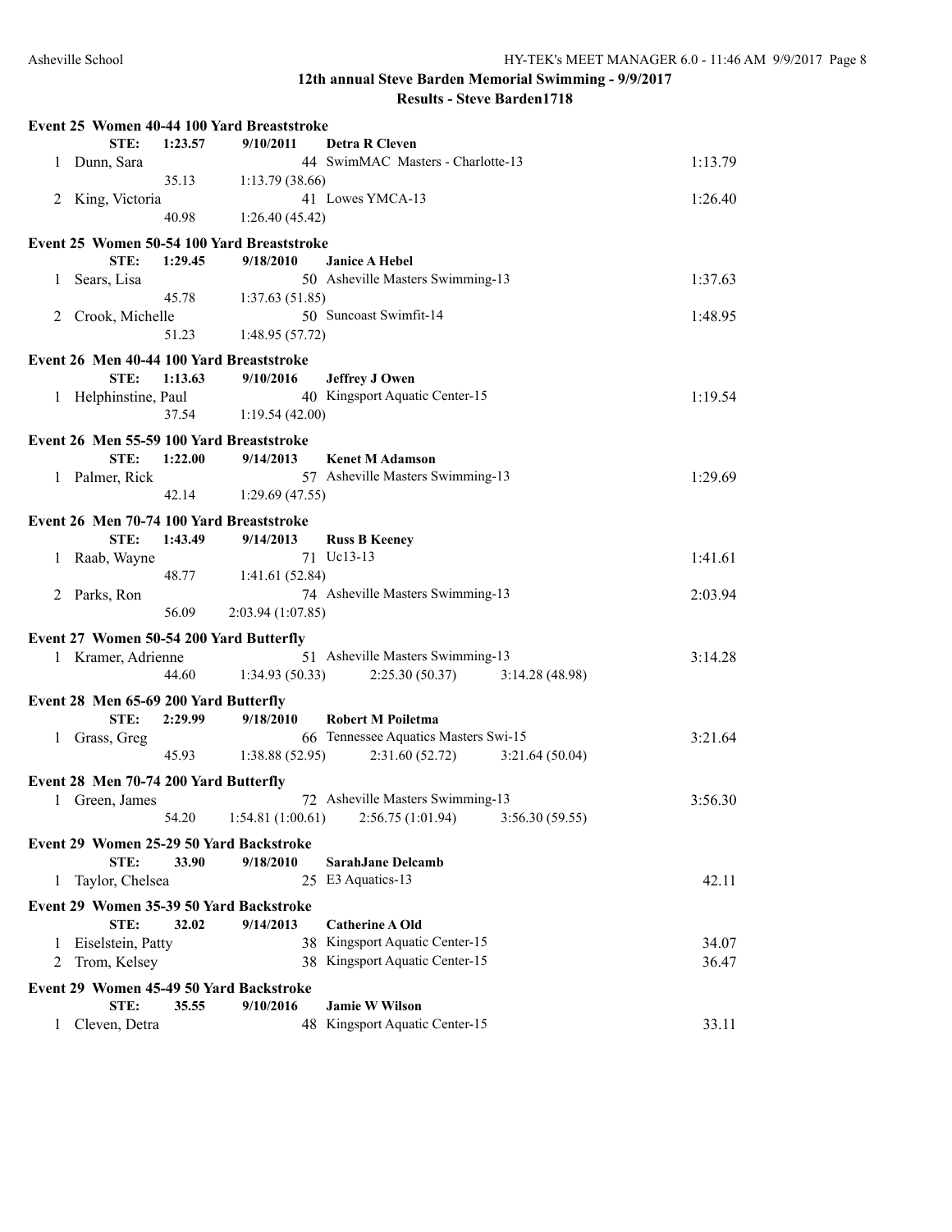## 12th annual Steve Barden Memorial Swimming - 9/9/2017

### Results - Steve Barden1718

**Event 25 Women 40-44 100 Yard Breaststroke**

STE: 1:23.57 9/10/2011 **Detra R Cleven**

| Place | Name | Age | Team | Time |
|---|---|---|---|---|
| 1 | Dunn, Sara | 44 | SwimMAC Masters - Charlotte-13 | 1:13.79 |
| | 35.13 | 1:13.79 (38.66) | | |
| 2 | King, Victoria | 41 | Lowes YMCA-13 | 1:26.40 |
| | 40.98 | 1:26.40 (45.42) | | |

**Event 25 Women 50-54 100 Yard Breaststroke**

STE: 1:29.45 9/18/2010 **Janice A Hebel**

| Place | Name | Age | Team | Time |
|---|---|---|---|---|
| 1 | Sears, Lisa | 50 | Asheville Masters Swimming-13 | 1:37.63 |
| | 45.78 | 1:37.63 (51.85) | | |
| 2 | Crook, Michelle | 50 | Suncoast Swimfit-14 | 1:48.95 |
| | 51.23 | 1:48.95 (57.72) | | |

**Event 26 Men 40-44 100 Yard Breaststroke**

STE: 1:13.63 9/10/2016 **Jeffrey J Owen**

| Place | Name | Age | Team | Time |
|---|---|---|---|---|
| 1 | Helphinstine, Paul | 40 | Kingsport Aquatic Center-15 | 1:19.54 |
| | 37.54 | 1:19.54 (42.00) | | |

**Event 26 Men 55-59 100 Yard Breaststroke**

STE: 1:22.00 9/14/2013 **Kenet M Adamson**

| Place | Name | Age | Team | Time |
|---|---|---|---|---|
| 1 | Palmer, Rick | 57 | Asheville Masters Swimming-13 | 1:29.69 |
| | 42.14 | 1:29.69 (47.55) | | |

**Event 26 Men 70-74 100 Yard Breaststroke**

STE: 1:43.49 9/14/2013 **Russ B Keeney**

| Place | Name | Age | Team | Time |
|---|---|---|---|---|
| 1 | Raab, Wayne | 71 | Uc13-13 | 1:41.61 |
| | 48.77 | 1:41.61 (52.84) | | |
| 2 | Parks, Ron | 74 | Asheville Masters Swimming-13 | 2:03.94 |
| | 56.09 | 2:03.94 (1:07.85) | | |

**Event 27 Women 50-54 200 Yard Butterfly**

| Place | Name | Age | Team | Time |
|---|---|---|---|---|
| 1 | Kramer, Adrienne | 51 | Asheville Masters Swimming-13 | 3:14.28 |
| | 44.60 | 1:34.93 (50.33) | 2:25.30 (50.37) | 3:14.28 (48.98) |

**Event 28 Men 65-69 200 Yard Butterfly**

STE: 2:29.99 9/18/2010 **Robert M Poiletma**

| Place | Name | Age | Team | Time |
|---|---|---|---|---|
| 1 | Grass, Greg | 66 | Tennessee Aquatics Masters Swi-15 | 3:21.64 |
| | 45.93 | 1:38.88 (52.95) | 2:31.60 (52.72) | 3:21.64 (50.04) |

**Event 28 Men 70-74 200 Yard Butterfly**

| Place | Name | Age | Team | Time |
|---|---|---|---|---|
| 1 | Green, James | 72 | Asheville Masters Swimming-13 | 3:56.30 |
| | 54.20 | 1:54.81 (1:00.61) | 2:56.75 (1:01.94) | 3:56.30 (59.55) |

**Event 29 Women 25-29 50 Yard Backstroke**

STE: 33.90 9/18/2010 **SarahJane Delcamb**

| Place | Name | Age | Team | Time |
|---|---|---|---|---|
| 1 | Taylor, Chelsea | 25 | E3 Aquatics-13 | 42.11 |

**Event 29 Women 35-39 50 Yard Backstroke**

STE: 32.02 9/14/2013 **Catherine A Old**

| Place | Name | Age | Team | Time |
|---|---|---|---|---|
| 1 | Eiselstein, Patty | 38 | Kingsport Aquatic Center-15 | 34.07 |
| 2 | Trom, Kelsey | 38 | Kingsport Aquatic Center-15 | 36.47 |

**Event 29 Women 45-49 50 Yard Backstroke**

STE: 35.55 9/10/2016 **Jamie W Wilson**

| Place | Name | Age | Team | Time |
|---|---|---|---|---|
| 1 | Cleven, Detra | 48 | Kingsport Aquatic Center-15 | 33.11 |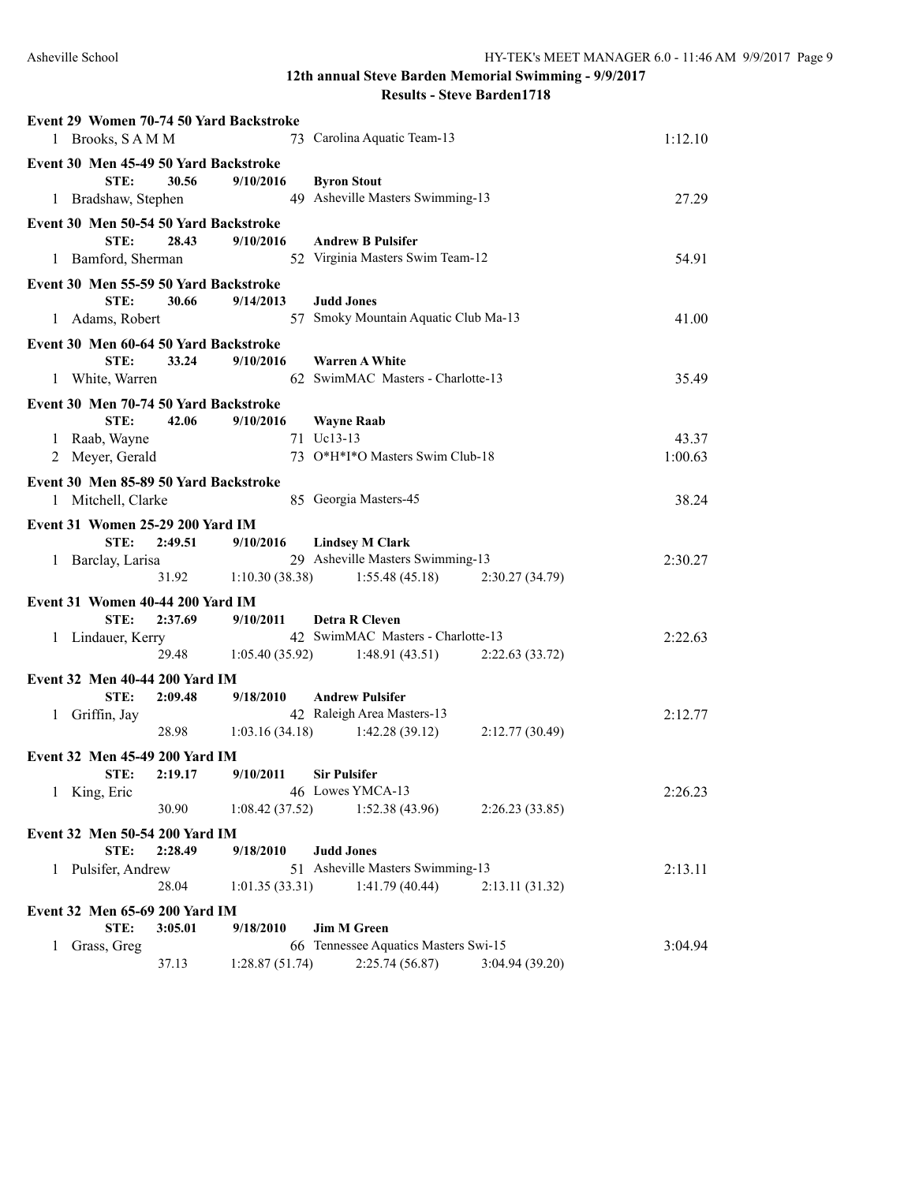## 12th annual Steve Barden Memorial Swimming - 9/9/2017

### Results - Steve Barden1718

**Event 29 Women 70-74 50 Yard Backstroke**

1 Brooks, S A M M 73 Carolina Aquatic Team-13 1:12.10

**Event 30 Men 45-49 50 Yard Backstroke**

STE: 30.56 9/10/2016 **Byron Stout**

1 Bradshaw, Stephen 49 Asheville Masters Swimming-13 27.29

**Event 30 Men 50-54 50 Yard Backstroke**

STE: 28.43 9/10/2016 **Andrew B Pulsifer**

1 Bamford, Sherman 52 Virginia Masters Swim Team-12 54.91

**Event 30 Men 55-59 50 Yard Backstroke**

STE: 30.66 9/14/2013 **Judd Jones**

1 Adams, Robert 57 Smoky Mountain Aquatic Club Ma-13 41.00

**Event 30 Men 60-64 50 Yard Backstroke**

STE: 33.24 9/10/2016 **Warren A White**

1 White, Warren 62 SwimMAC Masters - Charlotte-13 35.49

**Event 30 Men 70-74 50 Yard Backstroke**

STE: 42.06 9/10/2016 **Wayne Raab**

1 Raab, Wayne 71 Uc13-13 43.37

2 Meyer, Gerald 73 O*H*I*O Masters Swim Club-18 1:00.63

**Event 30 Men 85-89 50 Yard Backstroke**

1 Mitchell, Clarke 85 Georgia Masters-45 38.24

**Event 31 Women 25-29 200 Yard IM**

STE: 2:49.51 9/10/2016 **Lindsey M Clark**

1 Barclay, Larisa 29 Asheville Masters Swimming-13 2:30.27

31.92 1:10.30 (38.38) 1:55.48 (45.18) 2:30.27 (34.79)

**Event 31 Women 40-44 200 Yard IM**

STE: 2:37.69 9/10/2011 **Detra R Cleven**

1 Lindauer, Kerry 42 SwimMAC Masters - Charlotte-13 2:22.63

29.48 1:05.40 (35.92) 1:48.91 (43.51) 2:22.63 (33.72)

**Event 32 Men 40-44 200 Yard IM**

STE: 2:09.48 9/18/2010 **Andrew Pulsifer**

1 Griffin, Jay 42 Raleigh Area Masters-13 2:12.77

28.98 1:03.16 (34.18) 1:42.28 (39.12) 2:12.77 (30.49)

**Event 32 Men 45-49 200 Yard IM**

STE: 2:19.17 9/10/2011 **Sir Pulsifer**

1 King, Eric 46 Lowes YMCA-13 2:26.23

30.90 1:08.42 (37.52) 1:52.38 (43.96) 2:26.23 (33.85)

**Event 32 Men 50-54 200 Yard IM**

STE: 2:28.49 9/18/2010 **Judd Jones**

1 Pulsifer, Andrew 51 Asheville Masters Swimming-13 2:13.11

28.04 1:01.35 (33.31) 1:41.79 (40.44) 2:13.11 (31.32)

**Event 32 Men 65-69 200 Yard IM**

STE: 3:05.01 9/18/2010 **Jim M Green**

1 Grass, Greg 66 Tennessee Aquatics Masters Swi-15 3:04.94

37.13 1:28.87 (51.74) 2:25.74 (56.87) 3:04.94 (39.20)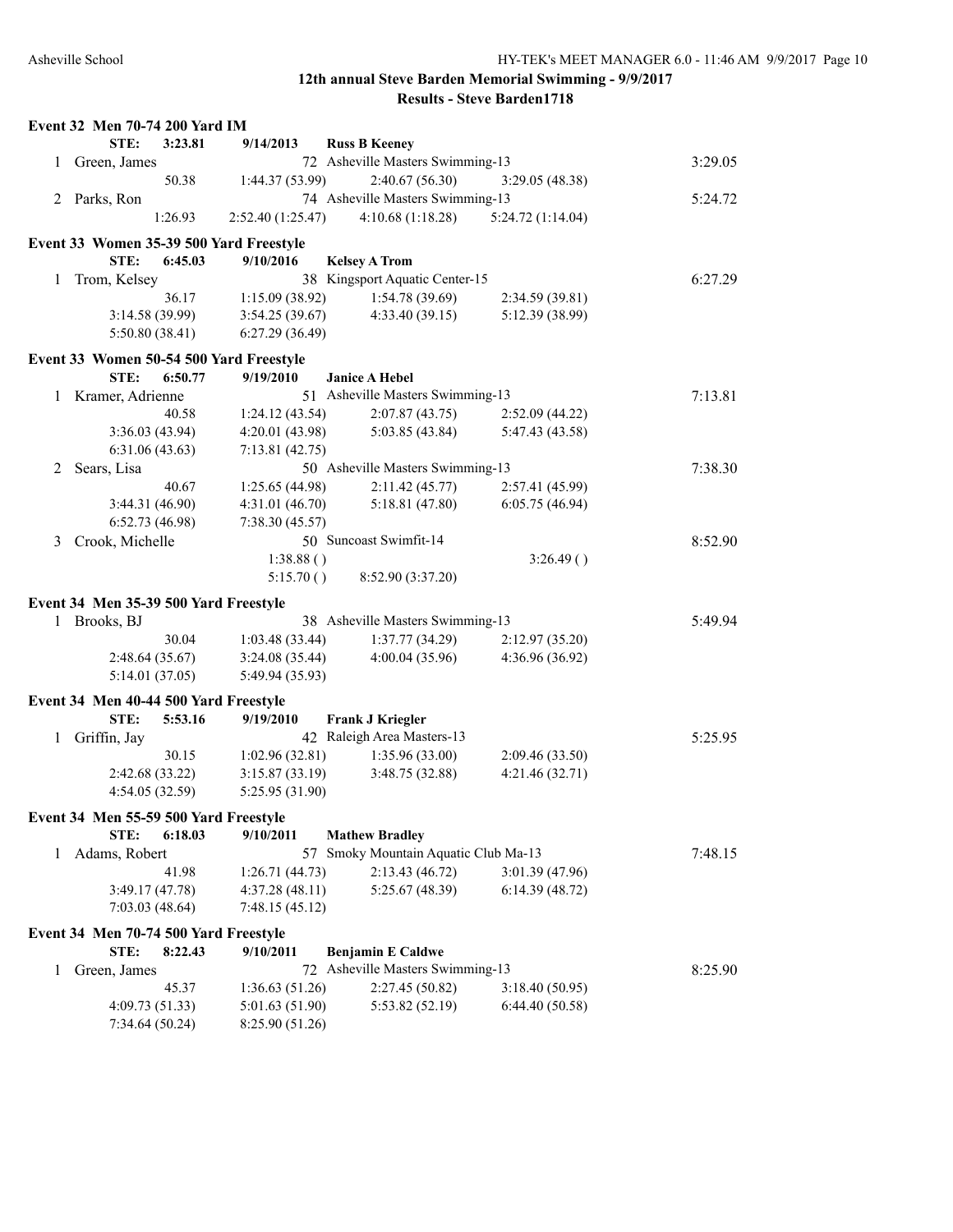**12th annual Steve Barden Memorial Swimming - 9/9/2017**

**Results - Steve Barden1718**

### Event 32 Men 70-74 200 Yard IM

STE: 3:23.81 9/14/2013 **Russ B Keeney**

1 Green, James 72 Asheville Masters Swimming-13 3:29.05

50.38 1:44.37 (53.99) 2:40.67 (56.30) 3:29.05 (48.38)

2 Parks, Ron 74 Asheville Masters Swimming-13 5:24.72

1:26.93 2:52.40 (1:25.47) 4:10.68 (1:18.28) 5:24.72 (1:14.04)

### Event 33 Women 35-39 500 Yard Freestyle

STE: 6:45.03 9/10/2016 **Kelsey A Trom**

1 Trom, Kelsey 38 Kingsport Aquatic Center-15 6:27.29

36.17 1:15.09 (38.92) 1:54.78 (39.69) 2:34.59 (39.81)

3:14.58 (39.99) 3:54.25 (39.67) 4:33.40 (39.15) 5:12.39 (38.99)

5:50.80 (38.41) 6:27.29 (36.49)

### Event 33 Women 50-54 500 Yard Freestyle

STE: 6:50.77 9/19/2010 **Janice A Hebel**

1 Kramer, Adrienne 51 Asheville Masters Swimming-13 7:13.81

40.58 1:24.12 (43.54) 2:07.87 (43.75) 2:52.09 (44.22)

3:36.03 (43.94) 4:20.01 (43.98) 5:03.85 (43.84) 5:47.43 (43.58)

6:31.06 (43.63) 7:13.81 (42.75)

2 Sears, Lisa 50 Asheville Masters Swimming-13 7:38.30

40.67 1:25.65 (44.98) 2:11.42 (45.77) 2:57.41 (45.99)

3:44.31 (46.90) 4:31.01 (46.70) 5:18.81 (47.80) 6:05.75 (46.94)

6:52.73 (46.98) 7:38.30 (45.57)

3 Crook, Michelle 50 Suncoast Swimfit-14 8:52.90

1:38.88 ( ) 3:26.49 ( )

5:15.70 ( ) 8:52.90 (3:37.20)

### Event 34 Men 35-39 500 Yard Freestyle

1 Brooks, BJ 38 Asheville Masters Swimming-13 5:49.94

30.04 1:03.48 (33.44) 1:37.77 (34.29) 2:12.97 (35.20)

2:48.64 (35.67) 3:24.08 (35.44) 4:00.04 (35.96) 4:36.96 (36.92)

5:14.01 (37.05) 5:49.94 (35.93)

### Event 34 Men 40-44 500 Yard Freestyle

STE: 5:53.16 9/19/2010 **Frank J Kriegler**

1 Griffin, Jay 42 Raleigh Area Masters-13 5:25.95

30.15 1:02.96 (32.81) 1:35.96 (33.00) 2:09.46 (33.50)

2:42.68 (33.22) 3:15.87 (33.19) 3:48.75 (32.88) 4:21.46 (32.71)

4:54.05 (32.59) 5:25.95 (31.90)

### Event 34 Men 55-59 500 Yard Freestyle

STE: 6:18.03 9/10/2011 **Mathew Bradley**

1 Adams, Robert 57 Smoky Mountain Aquatic Club Ma-13 7:48.15

41.98 1:26.71 (44.73) 2:13.43 (46.72) 3:01.39 (47.96)

3:49.17 (47.78) 4:37.28 (48.11) 5:25.67 (48.39) 6:14.39 (48.72)

7:03.03 (48.64) 7:48.15 (45.12)

### Event 34 Men 70-74 500 Yard Freestyle

STE: 8:22.43 9/10/2011 **Benjamin E Caldwe**

1 Green, James 72 Asheville Masters Swimming-13 8:25.90

45.37 1:36.63 (51.26) 2:27.45 (50.82) 3:18.40 (50.95)

4:09.73 (51.33) 5:01.63 (51.90) 5:53.82 (52.19) 6:44.40 (50.58)

7:34.64 (50.24) 8:25.90 (51.26)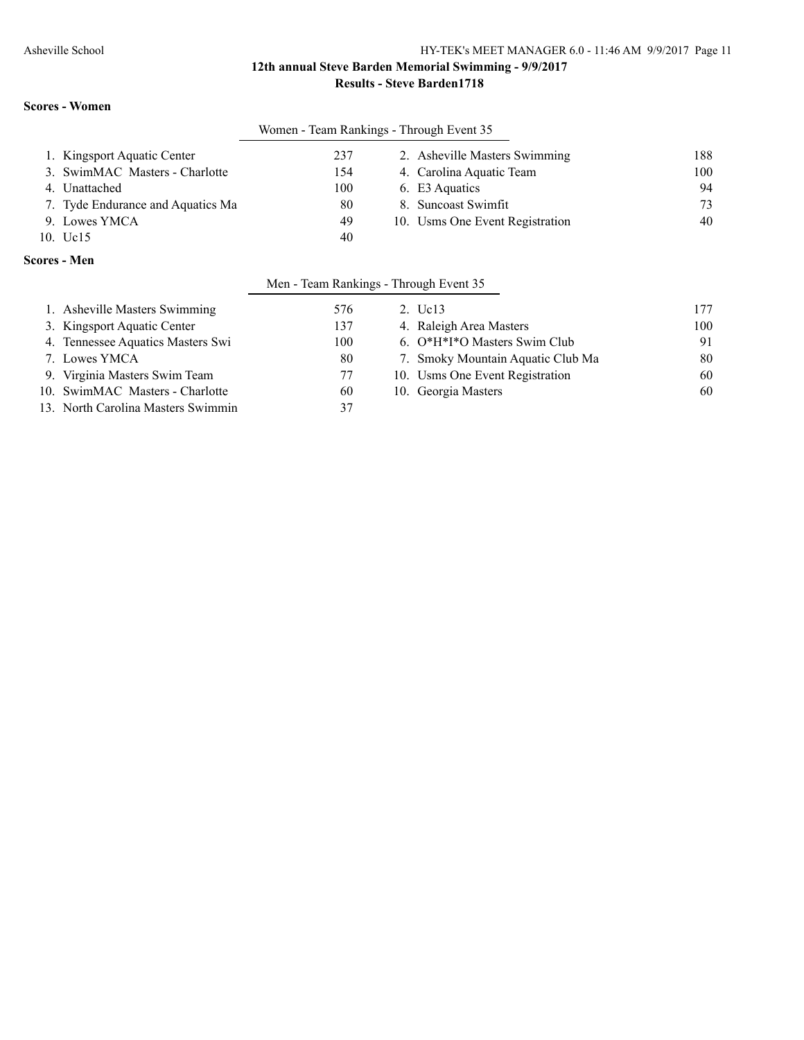# 12th annual Steve Barden Memorial Swimming - 9/9/2017

## Results - Steve Barden1718

### Scores - Women

Women - Team Rankings - Through Event 35

| | | | | | |
|---|---|---|---|---|---|
| 1. | Kingsport Aquatic Center | 237 | 2. | Asheville Masters Swimming | 188 |
| 3. | SwimMAC Masters - Charlotte | 154 | 4. | Carolina Aquatic Team | 100 |
| 4. | Unattached | 100 | 6. | E3 Aquatics | 94 |
| 7. | Tyde Endurance and Aquatics Ma | 80 | 8. | Suncoast Swimfit | 73 |
| 9. | Lowes YMCA | 49 | 10. | Usms One Event Registration | 40 |
| 10. | Uc15 | 40 | | | |

### Scores - Men

Men - Team Rankings - Through Event 35

| | | | | | |
|---|---|---|---|---|---|
| 1. | Asheville Masters Swimming | 576 | 2. | Uc13 | 177 |
| 3. | Kingsport Aquatic Center | 137 | 4. | Raleigh Area Masters | 100 |
| 4. | Tennessee Aquatics Masters Swi | 100 | 6. | O*H*I*O Masters Swim Club | 91 |
| 7. | Lowes YMCA | 80 | 7. | Smoky Mountain Aquatic Club Ma | 80 |
| 9. | Virginia Masters Swim Team | 77 | 10. | Usms One Event Registration | 60 |
| 10. | SwimMAC Masters - Charlotte | 60 | 10. | Georgia Masters | 60 |
| 13. | North Carolina Masters Swimmin | 37 | | | |